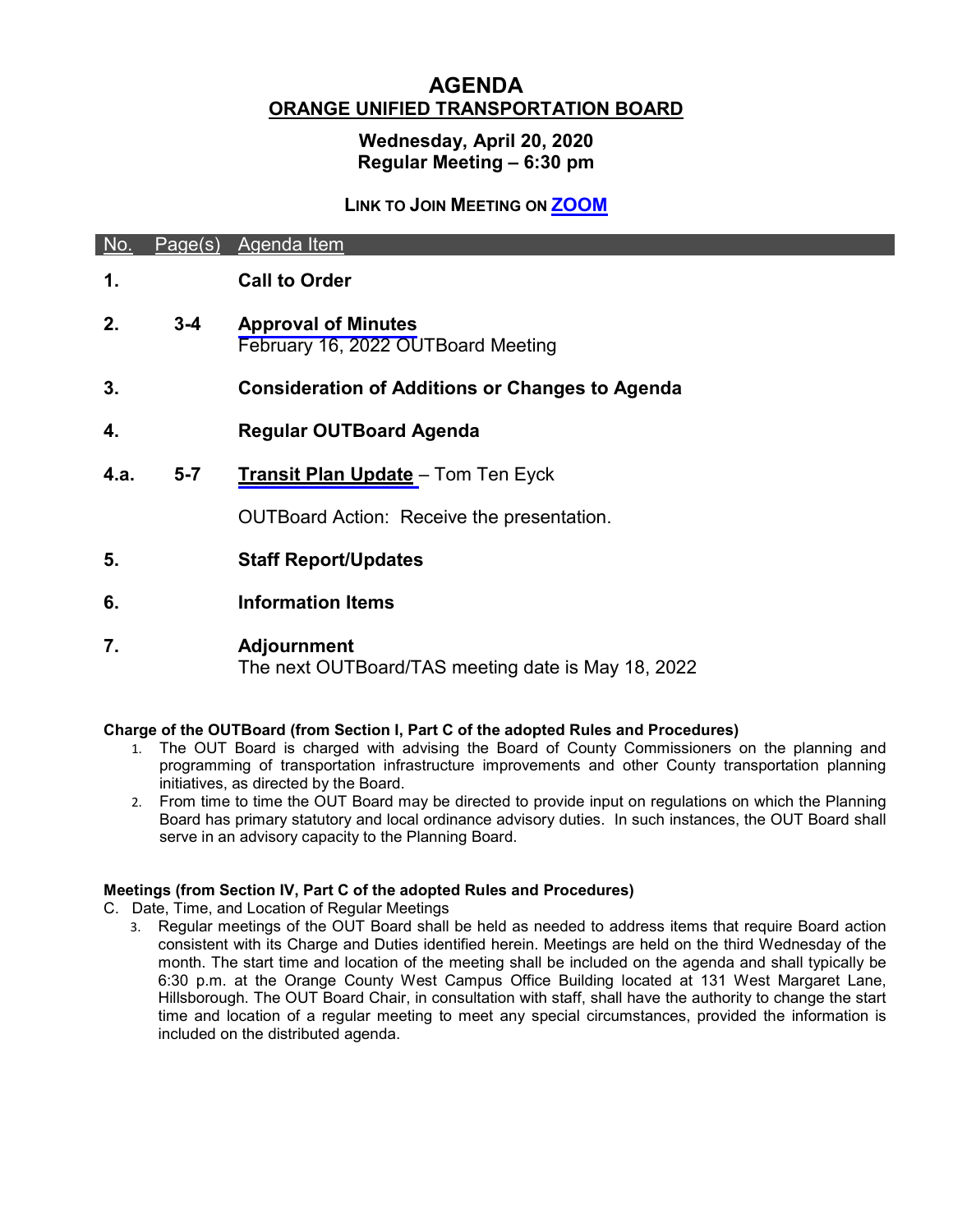# AGENDA

## ORANGE UNIFIED TRANSPORTATION BOARD

### Wednesday, April 20, 2020
### Regular Meeting – 6:30 pm

**LINK TO JOIN MEETING ON ZOOM**

| No. | Page(s) | Agenda Item |
|---|---|---|
| **1.** | | **Call to Order** |
| **2.** | **3-4** | **Approval of Minutes**<br>February 16, 2022 OUTBoard Meeting |
| **3.** | | **Consideration of Additions or Changes to Agenda** |
| **4.** | | **Regular OUTBoard Agenda** |
| **4.a.** | **5-7** | **Transit Plan Update** – Tom Ten Eyck<br><br>OUTBoard Action: Receive the presentation. |
| **5.** | | **Staff Report/Updates** |
| **6.** | | **Information Items** |
| **7.** | | **Adjournment**<br>The next OUTBoard/TAS meeting date is May 18, 2022 |

**Charge of the OUTBoard (from Section I, Part C of the adopted Rules and Procedures)**

1. The OUT Board is charged with advising the Board of County Commissioners on the planning and programming of transportation infrastructure improvements and other County transportation planning initiatives, as directed by the Board.
2. From time to time the OUT Board may be directed to provide input on regulations on which the Planning Board has primary statutory and local ordinance advisory duties. In such instances, the OUT Board shall serve in an advisory capacity to the Planning Board.

**Meetings (from Section IV, Part C of the adopted Rules and Procedures)**

C. Date, Time, and Location of Regular Meetings

3. Regular meetings of the OUT Board shall be held as needed to address items that require Board action consistent with its Charge and Duties identified herein. Meetings are held on the third Wednesday of the month. The start time and location of the meeting shall be included on the agenda and shall typically be 6:30 p.m. at the Orange County West Campus Office Building located at 131 West Margaret Lane, Hillsborough. The OUT Board Chair, in consultation with staff, shall have the authority to change the start time and location of a regular meeting to meet any special circumstances, provided the information is included on the distributed agenda.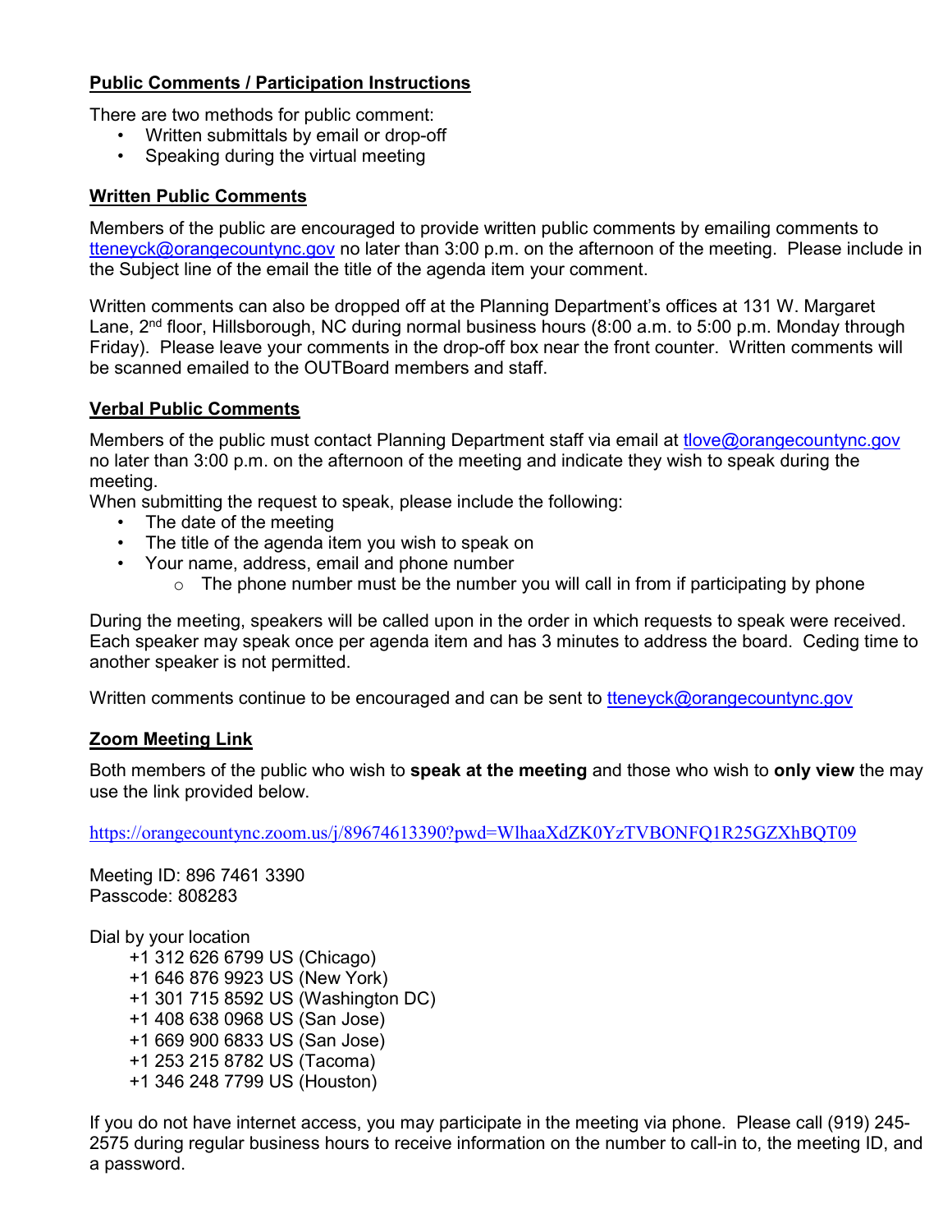**Public Comments / Participation Instructions**

There are two methods for public comment:

- Written submittals by email or drop-off
- Speaking during the virtual meeting

**Written Public Comments**

Members of the public are encouraged to provide written public comments by emailing comments to tteneyck@orangecountync.gov no later than 3:00 p.m. on the afternoon of the meeting. Please include in the Subject line of the email the title of the agenda item your comment.

Written comments can also be dropped off at the Planning Department's offices at 131 W. Margaret Lane, 2nd floor, Hillsborough, NC during normal business hours (8:00 a.m. to 5:00 p.m. Monday through Friday). Please leave your comments in the drop-off box near the front counter. Written comments will be scanned emailed to the OUTBoard members and staff.

**Verbal Public Comments**

Members of the public must contact Planning Department staff via email at tlove@orangecountync.gov no later than 3:00 p.m. on the afternoon of the meeting and indicate they wish to speak during the meeting.

When submitting the request to speak, please include the following:

- The date of the meeting
- The title of the agenda item you wish to speak on
- Your name, address, email and phone number
  - The phone number must be the number you will call in from if participating by phone

During the meeting, speakers will be called upon in the order in which requests to speak were received. Each speaker may speak once per agenda item and has 3 minutes to address the board. Ceding time to another speaker is not permitted.

Written comments continue to be encouraged and can be sent to tteneyck@orangecountync.gov

**Zoom Meeting Link**

Both members of the public who wish to **speak at the meeting** and those who wish to **only view** the may use the link provided below.

https://orangecountync.zoom.us/j/89674613390?pwd=WlhaaXdZK0YzTVBONFQ1R25GZXhBQT09

Meeting ID: 896 7461 3390
Passcode: 808283

Dial by your location

+1 312 626 6799 US (Chicago)
+1 646 876 9923 US (New York)
+1 301 715 8592 US (Washington DC)
+1 408 638 0968 US (San Jose)
+1 669 900 6833 US (San Jose)
+1 253 215 8782 US (Tacoma)
+1 346 248 7799 US (Houston)

If you do not have internet access, you may participate in the meeting via phone. Please call (919) 245-2575 during regular business hours to receive information on the number to call-in to, the meeting ID, and a password.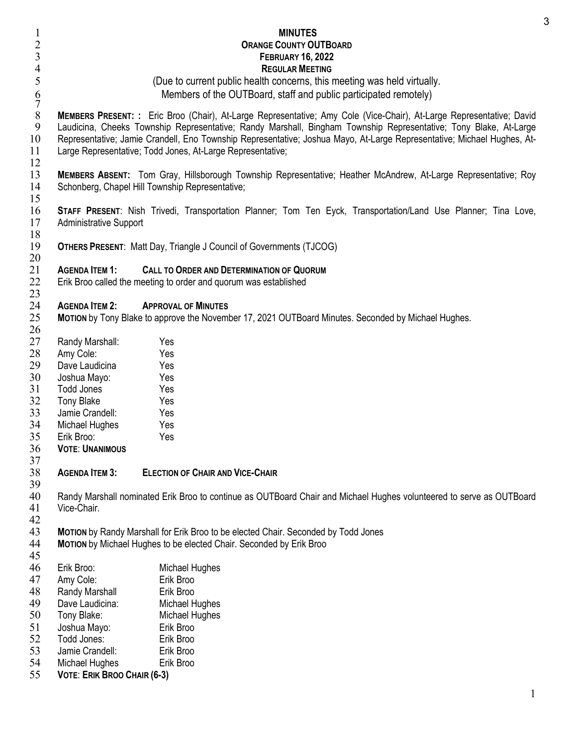**MINUTES**
**ORANGE COUNTY OUTBOARD**
**FEBRUARY 16, 2022**
**REGULAR MEETING**

(Due to current public health concerns, this meeting was held virtually.
Members of the OUTBoard, staff and public participated remotely)

**MEMBERS PRESENT: :** Eric Broo (Chair), At-Large Representative; Amy Cole (Vice-Chair), At-Large Representative; David Laudicina, Cheeks Township Representative; Randy Marshall, Bingham Township Representative; Tony Blake, At-Large Representative; Jamie Crandell, Eno Township Representative; Joshua Mayo, At-Large Representative; Michael Hughes, At-Large Representative; Todd Jones, At-Large Representative;

**MEMBERS ABSENT:** Tom Gray, Hillsborough Township Representative; Heather McAndrew, At-Large Representative; Roy Schonberg, Chapel Hill Township Representative;

**STAFF PRESENT**: Nish Trivedi, Transportation Planner; Tom Ten Eyck, Transportation/Land Use Planner; Tina Love, Administrative Support

**OTHERS PRESENT**: Matt Day, Triangle J Council of Governments (TJCOG)

**AGENDA ITEM 1: CALL TO ORDER AND DETERMINATION OF QUORUM**
Erik Broo called the meeting to order and quorum was established

**AGENDA ITEM 2: APPROVAL OF MINUTES**
**MOTION** by Tony Blake to approve the November 17, 2021 OUTBoard Minutes. Seconded by Michael Hughes.

| | |
|---|---|
| Randy Marshall: | Yes |
| Amy Cole: | Yes |
| Dave Laudicina | Yes |
| Joshua Mayo: | Yes |
| Todd Jones | Yes |
| Tony Blake | Yes |
| Jamie Crandell: | Yes |
| Michael Hughes | Yes |
| Erik Broo: | Yes |

**VOTE**: **UNANIMOUS**

**AGENDA ITEM 3: ELECTION OF CHAIR AND VICE-CHAIR**

Randy Marshall nominated Erik Broo to continue as OUTBoard Chair and Michael Hughes volunteered to serve as OUTBoard Vice-Chair.

**MOTION** by Randy Marshall for Erik Broo to be elected Chair. Seconded by Todd Jones
**MOTION** by Michael Hughes to be elected Chair. Seconded by Erik Broo

| | |
|---|---|
| Erik Broo: | Michael Hughes |
| Amy Cole: | Erik Broo |
| Randy Marshall | Erik Broo |
| Dave Laudicina: | Michael Hughes |
| Tony Blake: | Michael Hughes |
| Joshua Mayo: | Erik Broo |
| Todd Jones: | Erik Broo |
| Jamie Crandell: | Erik Broo |
| Michael Hughes | Erik Broo |

**VOTE**: **ERIK BROO CHAIR (6-3)**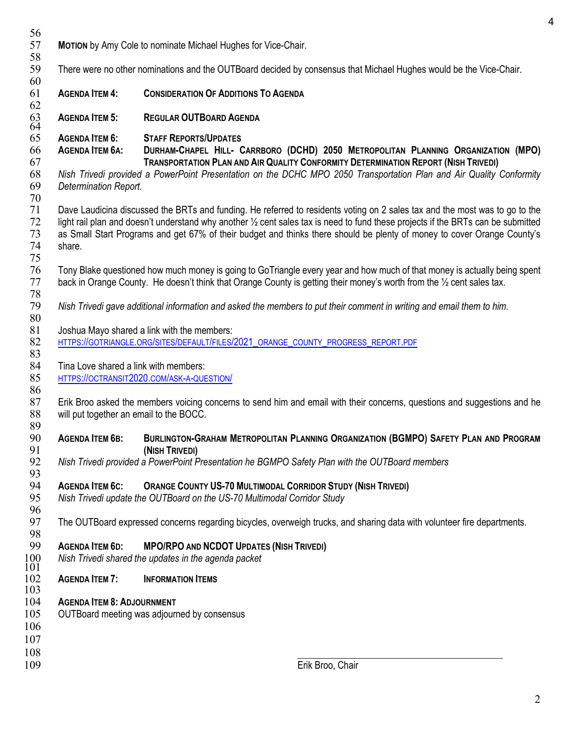**MOTION** by Amy Cole to nominate Michael Hughes for Vice-Chair.

There were no other nominations and the OUTBoard decided by consensus that Michael Hughes would be the Vice-Chair.

**AGENDA ITEM 4: CONSIDERATION OF ADDITIONS TO AGENDA**

**AGENDA ITEM 5: REGULAR OUTBOARD AGENDA**

**AGENDA ITEM 6: STAFF REPORTS/UPDATES**

**AGENDA ITEM 6A: DURHAM-CHAPEL HILL- CARRBORO (DCHD) 2050 METROPOLITAN PLANNING ORGANIZATION (MPO) TRANSPORTATION PLAN AND AIR QUALITY CONFORMITY DETERMINATION REPORT (NISH TRIVEDI)**

*Nish Trivedi provided a PowerPoint Presentation on the DCHC MPO 2050 Transportation Plan and Air Quality Conformity Determination Report.*

Dave Laudicina discussed the BRTs and funding. He referred to residents voting on 2 sales tax and the most was to go to the light rail plan and doesn't understand why another ½ cent sales tax is need to fund these projects if the BRTs can be submitted as Small Start Programs and get 67% of their budget and thinks there should be plenty of money to cover Orange County's share.

Tony Blake questioned how much money is going to GoTriangle every year and how much of that money is actually being spent back in Orange County. He doesn't think that Orange County is getting their money's worth from the ½ cent sales tax.

*Nish Trivedi gave additional information and asked the members to put their comment in writing and email them to him.*

Joshua Mayo shared a link with the members:
HTTPS://GOTRIANGLE.ORG/SITES/DEFAULT/FILES/2021_ORANGE_COUNTY_PROGRESS_REPORT.PDF

Tina Love shared a link with members:
HTTPS://OCTRANSIT2020.COM/ASK-A-QUESTION/

Erik Broo asked the members voicing concerns to send him and email with their concerns, questions and suggestions and he will put together an email to the BOCC.

**AGENDA ITEM 6B: BURLINGTON-GRAHAM METROPOLITAN PLANNING ORGANIZATION (BGMPO) SAFETY PLAN AND PROGRAM (NISH TRIVEDI)**

*Nish Trivedi provided a PowerPoint Presentation he BGMPO Safety Plan with the OUTBoard members*

**AGENDA ITEM 6C: ORANGE COUNTY US-70 MULTIMODAL CORRIDOR STUDY (NISH TRIVEDI)**

*Nish Trivedi update the OUTBoard on the US-70 Multimodal Corridor Study*

The OUTBoard expressed concerns regarding bicycles, overweigh trucks, and sharing data with volunteer fire departments.

**AGENDA ITEM 6D: MPO/RPO AND NCDOT UPDATES (NISH TRIVEDI)**

*Nish Trivedi shared the updates in the agenda packet*

**AGENDA ITEM 7: INFORMATION ITEMS**

**AGENDA ITEM 8: ADJOURNMENT**

OUTBoard meeting was adjourned by consensus

_______________________________

Erik Broo, Chair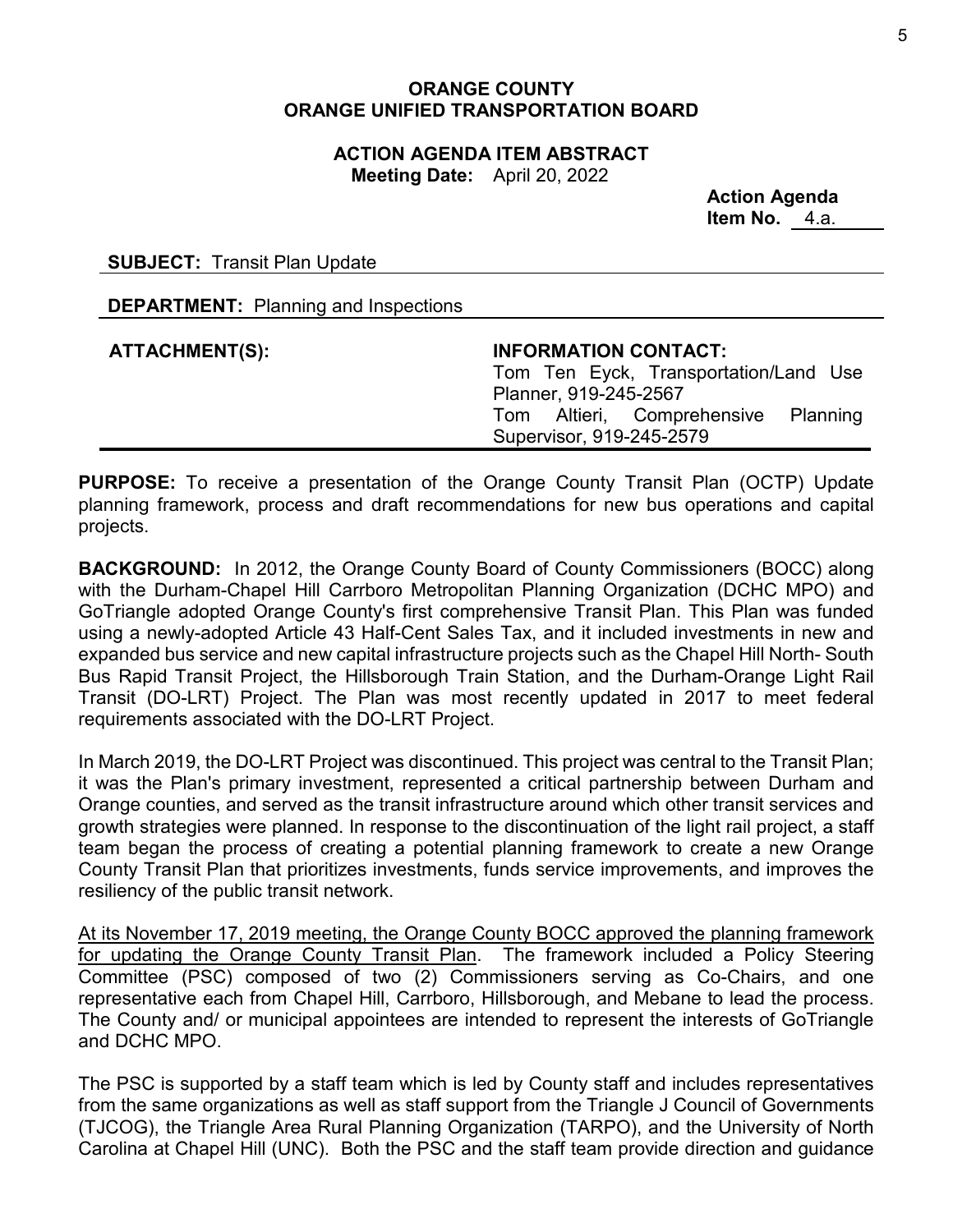**ORANGE COUNTY**
**ORANGE UNIFIED TRANSPORTATION BOARD**

**ACTION AGENDA ITEM ABSTRACT**
**Meeting Date:** April 20, 2022

**Action Agenda**
**Item No.** 4.a.

**SUBJECT:** Transit Plan Update

**DEPARTMENT:** Planning and Inspections

| **ATTACHMENT(S):** | **INFORMATION CONTACT:** |
|---|---|
| | Tom Ten Eyck, Transportation/Land Use Planner, 919-245-2567<br>Tom Altieri, Comprehensive Planning Supervisor, 919-245-2579 |

**PURPOSE:** To receive a presentation of the Orange County Transit Plan (OCTP) Update planning framework, process and draft recommendations for new bus operations and capital projects.

**BACKGROUND:** In 2012, the Orange County Board of County Commissioners (BOCC) along with the Durham-Chapel Hill Carrboro Metropolitan Planning Organization (DCHC MPO) and GoTriangle adopted Orange County's first comprehensive Transit Plan. This Plan was funded using a newly-adopted Article 43 Half-Cent Sales Tax, and it included investments in new and expanded bus service and new capital infrastructure projects such as the Chapel Hill North- South Bus Rapid Transit Project, the Hillsborough Train Station, and the Durham-Orange Light Rail Transit (DO-LRT) Project. The Plan was most recently updated in 2017 to meet federal requirements associated with the DO-LRT Project.

In March 2019, the DO-LRT Project was discontinued. This project was central to the Transit Plan; it was the Plan's primary investment, represented a critical partnership between Durham and Orange counties, and served as the transit infrastructure around which other transit services and growth strategies were planned. In response to the discontinuation of the light rail project, a staff team began the process of creating a potential planning framework to create a new Orange County Transit Plan that prioritizes investments, funds service improvements, and improves the resiliency of the public transit network.

At its November 17, 2019 meeting, the Orange County BOCC approved the planning framework for updating the Orange County Transit Plan. The framework included a Policy Steering Committee (PSC) composed of two (2) Commissioners serving as Co-Chairs, and one representative each from Chapel Hill, Carrboro, Hillsborough, and Mebane to lead the process. The County and/ or municipal appointees are intended to represent the interests of GoTriangle and DCHC MPO.

The PSC is supported by a staff team which is led by County staff and includes representatives from the same organizations as well as staff support from the Triangle J Council of Governments (TJCOG), the Triangle Area Rural Planning Organization (TARPO), and the University of North Carolina at Chapel Hill (UNC). Both the PSC and the staff team provide direction and guidance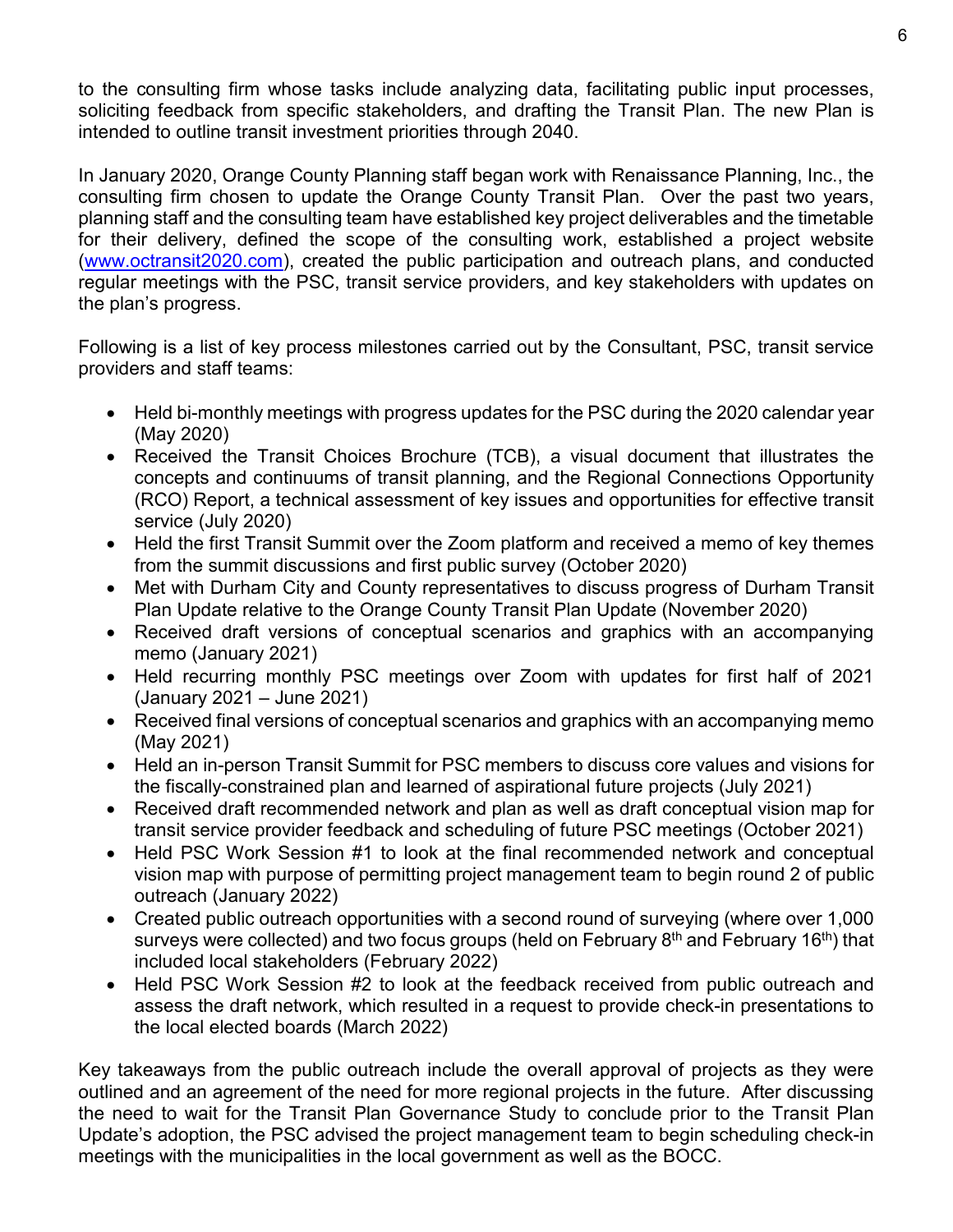to the consulting firm whose tasks include analyzing data, facilitating public input processes, soliciting feedback from specific stakeholders, and drafting the Transit Plan. The new Plan is intended to outline transit investment priorities through 2040.

In January 2020, Orange County Planning staff began work with Renaissance Planning, Inc., the consulting firm chosen to update the Orange County Transit Plan. Over the past two years, planning staff and the consulting team have established key project deliverables and the timetable for their delivery, defined the scope of the consulting work, established a project website ([www.octransit2020.com](http://www.octransit2020.com)), created the public participation and outreach plans, and conducted regular meetings with the PSC, transit service providers, and key stakeholders with updates on the plan's progress.

Following is a list of key process milestones carried out by the Consultant, PSC, transit service providers and staff teams:

- Held bi-monthly meetings with progress updates for the PSC during the 2020 calendar year (May 2020)
- Received the Transit Choices Brochure (TCB), a visual document that illustrates the concepts and continuums of transit planning, and the Regional Connections Opportunity (RCO) Report, a technical assessment of key issues and opportunities for effective transit service (July 2020)
- Held the first Transit Summit over the Zoom platform and received a memo of key themes from the summit discussions and first public survey (October 2020)
- Met with Durham City and County representatives to discuss progress of Durham Transit Plan Update relative to the Orange County Transit Plan Update (November 2020)
- Received draft versions of conceptual scenarios and graphics with an accompanying memo (January 2021)
- Held recurring monthly PSC meetings over Zoom with updates for first half of 2021 (January 2021 – June 2021)
- Received final versions of conceptual scenarios and graphics with an accompanying memo (May 2021)
- Held an in-person Transit Summit for PSC members to discuss core values and visions for the fiscally-constrained plan and learned of aspirational future projects (July 2021)
- Received draft recommended network and plan as well as draft conceptual vision map for transit service provider feedback and scheduling of future PSC meetings (October 2021)
- Held PSC Work Session #1 to look at the final recommended network and conceptual vision map with purpose of permitting project management team to begin round 2 of public outreach (January 2022)
- Created public outreach opportunities with a second round of surveying (where over 1,000 surveys were collected) and two focus groups (held on February 8th and February 16th) that included local stakeholders (February 2022)
- Held PSC Work Session #2 to look at the feedback received from public outreach and assess the draft network, which resulted in a request to provide check-in presentations to the local elected boards (March 2022)

Key takeaways from the public outreach include the overall approval of projects as they were outlined and an agreement of the need for more regional projects in the future. After discussing the need to wait for the Transit Plan Governance Study to conclude prior to the Transit Plan Update's adoption, the PSC advised the project management team to begin scheduling check-in meetings with the municipalities in the local government as well as the BOCC.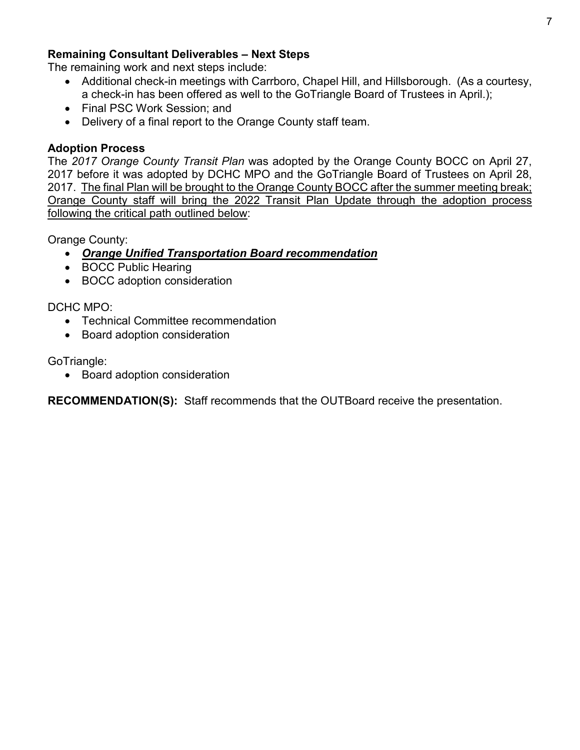**Remaining Consultant Deliverables – Next Steps**

The remaining work and next steps include:

- Additional check-in meetings with Carrboro, Chapel Hill, and Hillsborough. (As a courtesy, a check-in has been offered as well to the GoTriangle Board of Trustees in April.);
- Final PSC Work Session; and
- Delivery of a final report to the Orange County staff team.

**Adoption Process**

The *2017 Orange County Transit Plan* was adopted by the Orange County BOCC on April 27, 2017 before it was adopted by DCHC MPO and the GoTriangle Board of Trustees on April 28, 2017. <u>The final Plan will be brought to the Orange County BOCC after the summer meeting break; Orange County staff will bring the 2022 Transit Plan Update through the adoption process following the critical path outlined below</u>:

Orange County:

- ***<u>Orange Unified Transportation Board recommendation</u>***
- BOCC Public Hearing
- BOCC adoption consideration

DCHC MPO:

- Technical Committee recommendation
- Board adoption consideration

GoTriangle:

- Board adoption consideration

**RECOMMENDATION(S):** Staff recommends that the OUTBoard receive the presentation.